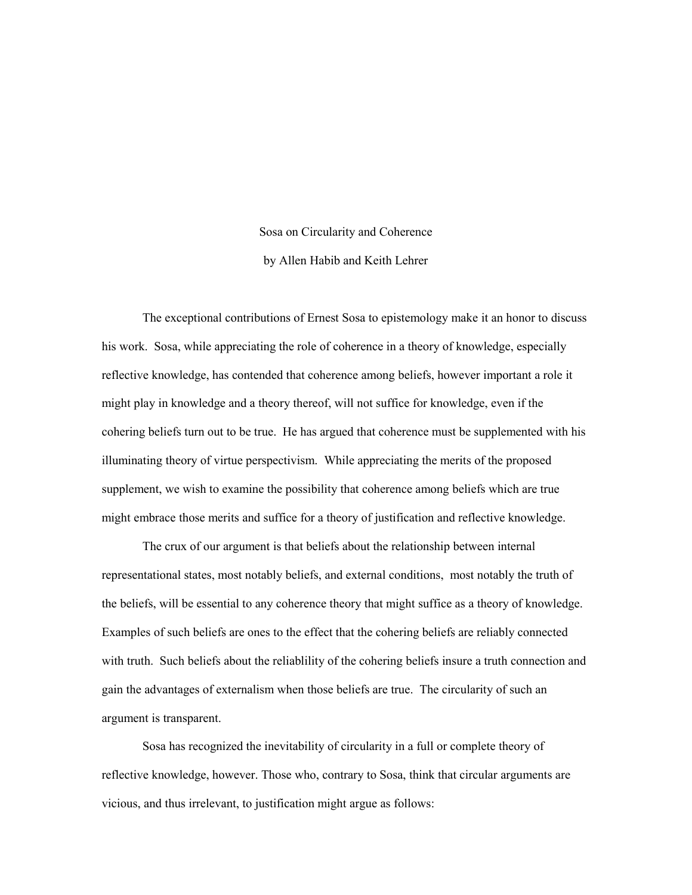# Sosa on Circularity and Coherence

by Allen Habib and Keith Lehrer

The exceptional contributions of Ernest Sosa to epistemology make it an honor to discuss his work. Sosa, while appreciating the role of coherence in a theory of knowledge, especially reflective knowledge, has contended that coherence among beliefs, however important a role it might play in knowledge and a theory thereof, will not suffice for knowledge, even if the cohering beliefs turn out to be true. He has argued that coherence must be supplemented with his illuminating theory of virtue perspectivism. While appreciating the merits of the proposed supplement, we wish to examine the possibility that coherence among beliefs which are true might embrace those merits and suffice for a theory of justification and reflective knowledge.

The crux of our argument is that beliefs about the relationship between internal representational states, most notably beliefs, and external conditions, most notably the truth of the beliefs, will be essential to any coherence theory that might suffice as a theory of knowledge. Examples of such beliefs are ones to the effect that the cohering beliefs are reliably connected with truth. Such beliefs about the reliablility of the cohering beliefs insure a truth connection and gain the advantages of externalism when those beliefs are true. The circularity of such an argument is transparent.

Sosa has recognized the inevitability of circularity in a full or complete theory of reflective knowledge, however. Those who, contrary to Sosa, think that circular arguments are vicious, and thus irrelevant, to justification might argue as follows: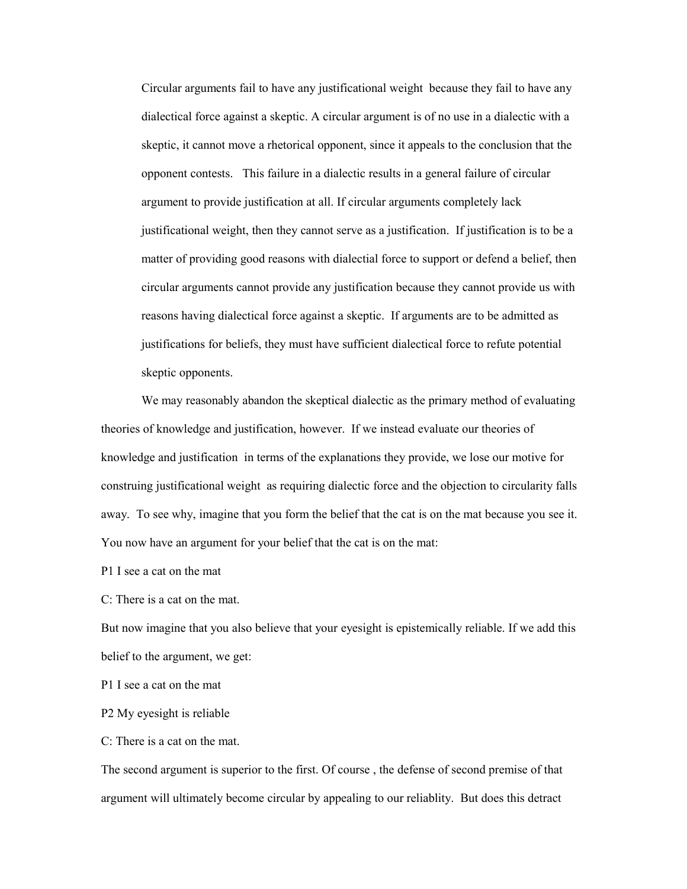> Circular arguments fail to have any justificational weight because they fail to have any dialectical force against a skeptic. A circular argument is of no use in a dialectic with a skeptic, it cannot move a rhetorical opponent, since it appeals to the conclusion that the opponent contests. This failure in a dialectic results in a general failure of circular argument to provide justification at all. If circular arguments completely lack justificational weight, then they cannot serve as a justification. If justification is to be a matter of providing good reasons with dialectial force to support or defend a belief, then circular arguments cannot provide any justification because they cannot provide us with reasons having dialectical force against a skeptic. If arguments are to be admitted as justifications for beliefs, they must have sufficient dialectical force to refute potential skeptic opponents.

We may reasonably abandon the skeptical dialectic as the primary method of evaluating theories of knowledge and justification, however. If we instead evaluate our theories of knowledge and justification in terms of the explanations they provide, we lose our motive for construing justificational weight as requiring dialectic force and the objection to circularity falls away. To see why, imagine that you form the belief that the cat is on the mat because you see it. You now have an argument for your belief that the cat is on the mat:

P1 I see a cat on the mat

C: There is a cat on the mat.

But now imagine that you also believe that your eyesight is epistemically reliable. If we add this belief to the argument, we get:

P1 I see a cat on the mat

P2 My eyesight is reliable

C: There is a cat on the mat.

The second argument is superior to the first. Of course , the defense of second premise of that argument will ultimately become circular by appealing to our reliablity. But does this detract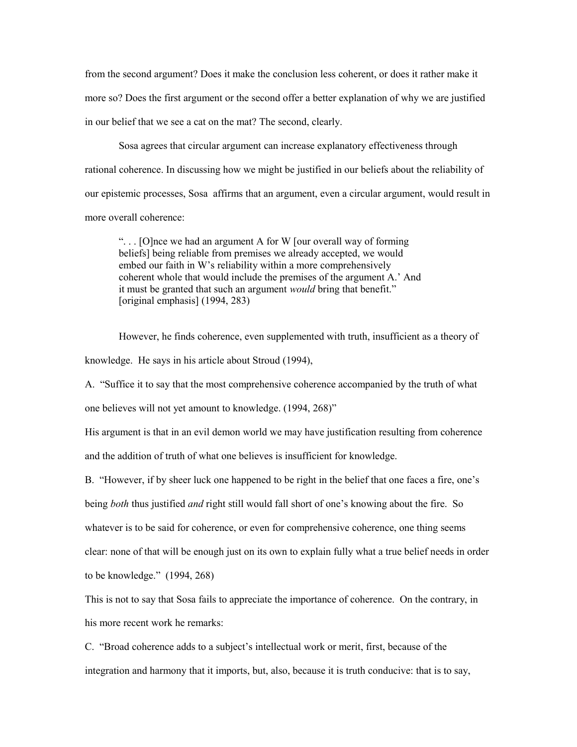from the second argument? Does it make the conclusion less coherent, or does it rather make it more so? Does the first argument or the second offer a better explanation of why we are justified in our belief that we see a cat on the mat? The second, clearly.

Sosa agrees that circular argument can increase explanatory effectiveness through rational coherence. In discussing how we might be justified in our beliefs about the reliability of our epistemic processes, Sosa affirms that an argument, even a circular argument, would result in more overall coherence:

> ". . . [O]nce we had an argument A for W [our overall way of forming beliefs] being reliable from premises we already accepted, we would embed our faith in W's reliability within a more comprehensively coherent whole that would include the premises of the argument A.' And it must be granted that such an argument *would* bring that benefit." [original emphasis] (1994, 283)

However, he finds coherence, even supplemented with truth, insufficient as a theory of knowledge. He says in his article about Stroud (1994),

A. "Suffice it to say that the most comprehensive coherence accompanied by the truth of what one believes will not yet amount to knowledge. (1994, 268)"

His argument is that in an evil demon world we may have justification resulting from coherence and the addition of truth of what one believes is insufficient for knowledge.

B. "However, if by sheer luck one happened to be right in the belief that one faces a fire, one's being *both* thus justified *and* right still would fall short of one's knowing about the fire. So whatever is to be said for coherence, or even for comprehensive coherence, one thing seems clear: none of that will be enough just on its own to explain fully what a true belief needs in order to be knowledge." (1994, 268)

This is not to say that Sosa fails to appreciate the importance of coherence. On the contrary, in his more recent work he remarks:

C. "Broad coherence adds to a subject's intellectual work or merit, first, because of the integration and harmony that it imports, but, also, because it is truth conducive: that is to say,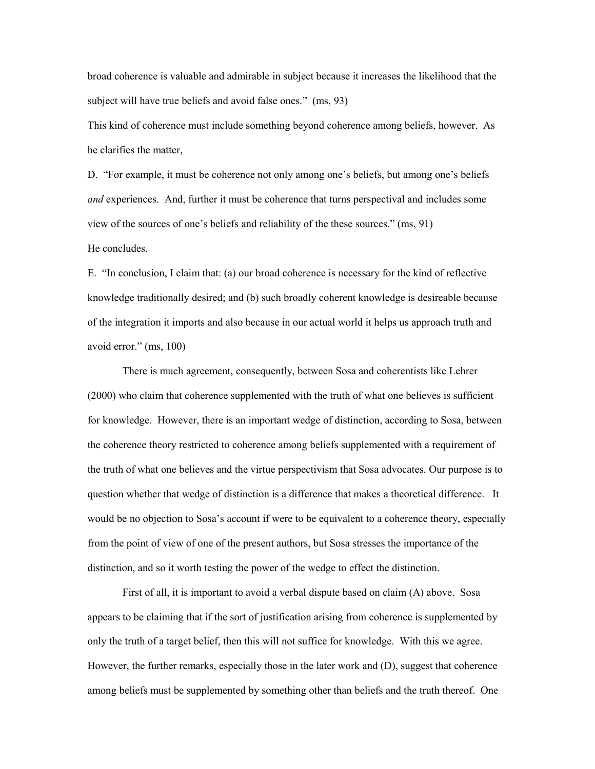broad coherence is valuable and admirable in subject because it increases the likelihood that the subject will have true beliefs and avoid false ones." (ms, 93)

This kind of coherence must include something beyond coherence among beliefs, however. As he clarifies the matter,

D. "For example, it must be coherence not only among one's beliefs, but among one's beliefs *and* experiences. And, further it must be coherence that turns perspectival and includes some view of the sources of one's beliefs and reliability of the these sources." (ms, 91)

He concludes,

E. "In conclusion, I claim that: (a) our broad coherence is necessary for the kind of reflective knowledge traditionally desired; and (b) such broadly coherent knowledge is desireable because of the integration it imports and also because in our actual world it helps us approach truth and avoid error." (ms, 100)

There is much agreement, consequently, between Sosa and coherentists like Lehrer (2000) who claim that coherence supplemented with the truth of what one believes is sufficient for knowledge. However, there is an important wedge of distinction, according to Sosa, between the coherence theory restricted to coherence among beliefs supplemented with a requirement of the truth of what one believes and the virtue perspectivism that Sosa advocates. Our purpose is to question whether that wedge of distinction is a difference that makes a theoretical difference. It would be no objection to Sosa's account if were to be equivalent to a coherence theory, especially from the point of view of one of the present authors, but Sosa stresses the importance of the distinction, and so it worth testing the power of the wedge to effect the distinction.

First of all, it is important to avoid a verbal dispute based on claim (A) above. Sosa appears to be claiming that if the sort of justification arising from coherence is supplemented by only the truth of a target belief, then this will not suffice for knowledge. With this we agree. However, the further remarks, especially those in the later work and (D), suggest that coherence among beliefs must be supplemented by something other than beliefs and the truth thereof. One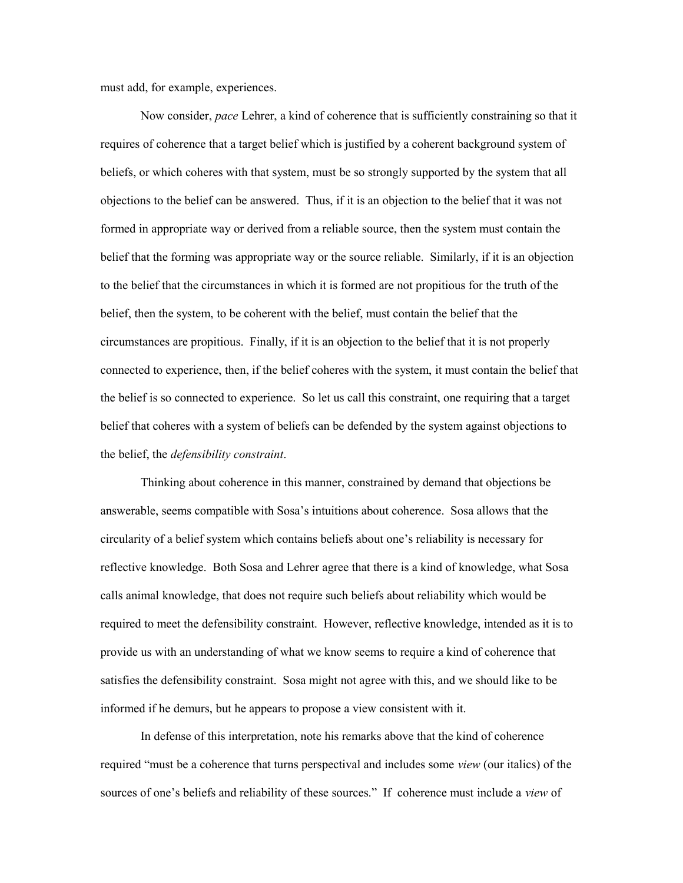must add, for example, experiences.

Now consider, *pace* Lehrer, a kind of coherence that is sufficiently constraining so that it requires of coherence that a target belief which is justified by a coherent background system of beliefs, or which coheres with that system, must be so strongly supported by the system that all objections to the belief can be answered. Thus, if it is an objection to the belief that it was not formed in appropriate way or derived from a reliable source, then the system must contain the belief that the forming was appropriate way or the source reliable. Similarly, if it is an objection to the belief that the circumstances in which it is formed are not propitious for the truth of the belief, then the system, to be coherent with the belief, must contain the belief that the circumstances are propitious. Finally, if it is an objection to the belief that it is not properly connected to experience, then, if the belief coheres with the system, it must contain the belief that the belief is so connected to experience. So let us call this constraint, one requiring that a target belief that coheres with a system of beliefs can be defended by the system against objections to the belief, the *defensibility constraint*.

Thinking about coherence in this manner, constrained by demand that objections be answerable, seems compatible with Sosa's intuitions about coherence. Sosa allows that the circularity of a belief system which contains beliefs about one's reliability is necessary for reflective knowledge. Both Sosa and Lehrer agree that there is a kind of knowledge, what Sosa calls animal knowledge, that does not require such beliefs about reliability which would be required to meet the defensibility constraint. However, reflective knowledge, intended as it is to provide us with an understanding of what we know seems to require a kind of coherence that satisfies the defensibility constraint. Sosa might not agree with this, and we should like to be informed if he demurs, but he appears to propose a view consistent with it.

In defense of this interpretation, note his remarks above that the kind of coherence required "must be a coherence that turns perspectival and includes some *view* (our italics) of the sources of one's beliefs and reliability of these sources." If coherence must include a *view* of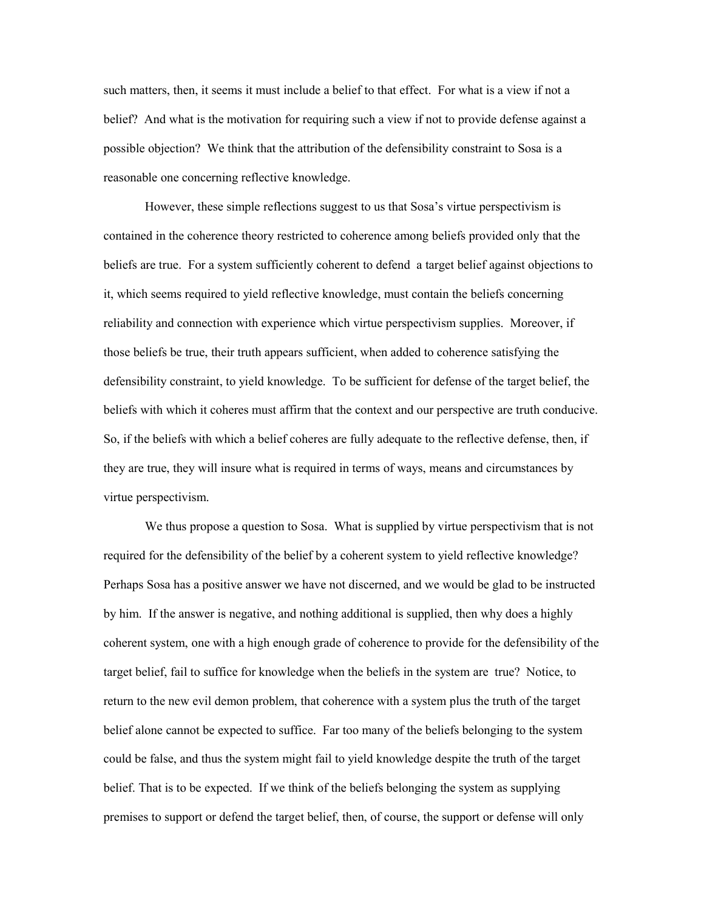such matters, then, it seems it must include a belief to that effect. For what is a view if not a belief? And what is the motivation for requiring such a view if not to provide defense against a possible objection? We think that the attribution of the defensibility constraint to Sosa is a reasonable one concerning reflective knowledge.

However, these simple reflections suggest to us that Sosa's virtue perspectivism is contained in the coherence theory restricted to coherence among beliefs provided only that the beliefs are true. For a system sufficiently coherent to defend a target belief against objections to it, which seems required to yield reflective knowledge, must contain the beliefs concerning reliability and connection with experience which virtue perspectivism supplies. Moreover, if those beliefs be true, their truth appears sufficient, when added to coherence satisfying the defensibility constraint, to yield knowledge. To be sufficient for defense of the target belief, the beliefs with which it coheres must affirm that the context and our perspective are truth conducive. So, if the beliefs with which a belief coheres are fully adequate to the reflective defense, then, if they are true, they will insure what is required in terms of ways, means and circumstances by virtue perspectivism.

We thus propose a question to Sosa. What is supplied by virtue perspectivism that is not required for the defensibility of the belief by a coherent system to yield reflective knowledge? Perhaps Sosa has a positive answer we have not discerned, and we would be glad to be instructed by him. If the answer is negative, and nothing additional is supplied, then why does a highly coherent system, one with a high enough grade of coherence to provide for the defensibility of the target belief, fail to suffice for knowledge when the beliefs in the system are true? Notice, to return to the new evil demon problem, that coherence with a system plus the truth of the target belief alone cannot be expected to suffice. Far too many of the beliefs belonging to the system could be false, and thus the system might fail to yield knowledge despite the truth of the target belief. That is to be expected. If we think of the beliefs belonging the system as supplying premises to support or defend the target belief, then, of course, the support or defense will only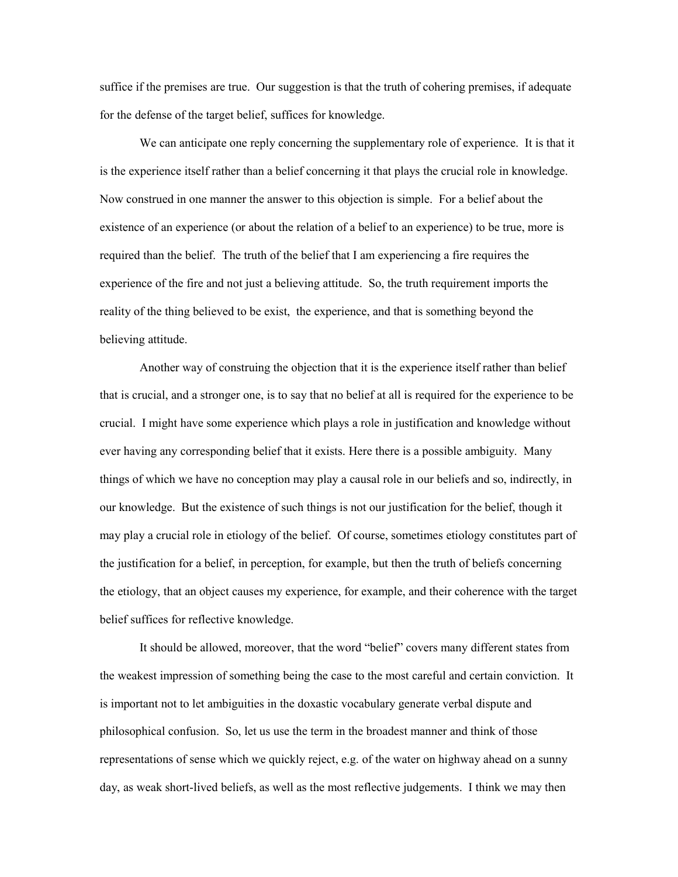suffice if the premises are true. Our suggestion is that the truth of cohering premises, if adequate for the defense of the target belief, suffices for knowledge.

We can anticipate one reply concerning the supplementary role of experience. It is that it is the experience itself rather than a belief concerning it that plays the crucial role in knowledge. Now construed in one manner the answer to this objection is simple. For a belief about the existence of an experience (or about the relation of a belief to an experience) to be true, more is required than the belief. The truth of the belief that I am experiencing a fire requires the experience of the fire and not just a believing attitude. So, the truth requirement imports the reality of the thing believed to be exist, the experience, and that is something beyond the believing attitude.

Another way of construing the objection that it is the experience itself rather than belief that is crucial, and a stronger one, is to say that no belief at all is required for the experience to be crucial. I might have some experience which plays a role in justification and knowledge without ever having any corresponding belief that it exists. Here there is a possible ambiguity. Many things of which we have no conception may play a causal role in our beliefs and so, indirectly, in our knowledge. But the existence of such things is not our justification for the belief, though it may play a crucial role in etiology of the belief. Of course, sometimes etiology constitutes part of the justification for a belief, in perception, for example, but then the truth of beliefs concerning the etiology, that an object causes my experience, for example, and their coherence with the target belief suffices for reflective knowledge.

It should be allowed, moreover, that the word "belief" covers many different states from the weakest impression of something being the case to the most careful and certain conviction. It is important not to let ambiguities in the doxastic vocabulary generate verbal dispute and philosophical confusion. So, let us use the term in the broadest manner and think of those representations of sense which we quickly reject, e.g. of the water on highway ahead on a sunny day, as weak short-lived beliefs, as well as the most reflective judgements. I think we may then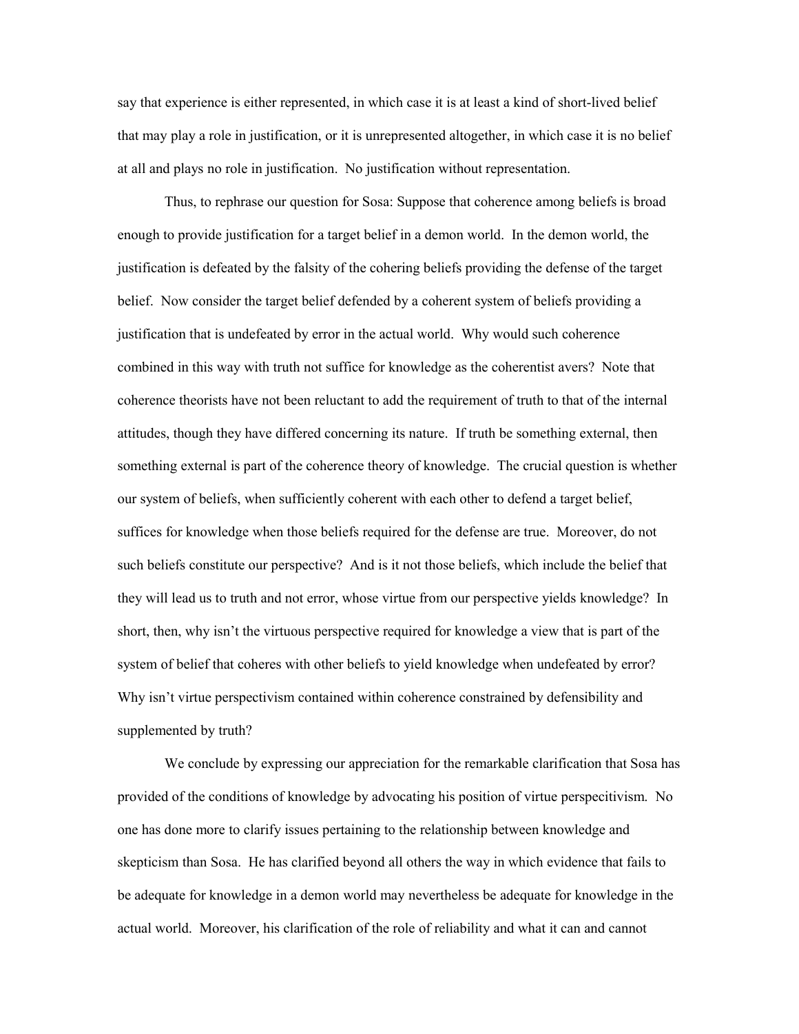say that experience is either represented, in which case it is at least a kind of short-lived belief that may play a role in justification, or it is unrepresented altogether, in which case it is no belief at all and plays no role in justification. No justification without representation.

Thus, to rephrase our question for Sosa: Suppose that coherence among beliefs is broad enough to provide justification for a target belief in a demon world. In the demon world, the justification is defeated by the falsity of the cohering beliefs providing the defense of the target belief. Now consider the target belief defended by a coherent system of beliefs providing a justification that is undefeated by error in the actual world. Why would such coherence combined in this way with truth not suffice for knowledge as the coherentist avers? Note that coherence theorists have not been reluctant to add the requirement of truth to that of the internal attitudes, though they have differed concerning its nature. If truth be something external, then something external is part of the coherence theory of knowledge. The crucial question is whether our system of beliefs, when sufficiently coherent with each other to defend a target belief, suffices for knowledge when those beliefs required for the defense are true. Moreover, do not such beliefs constitute our perspective? And is it not those beliefs, which include the belief that they will lead us to truth and not error, whose virtue from our perspective yields knowledge? In short, then, why isn't the virtuous perspective required for knowledge a view that is part of the system of belief that coheres with other beliefs to yield knowledge when undefeated by error? Why isn't virtue perspectivism contained within coherence constrained by defensibility and supplemented by truth?

We conclude by expressing our appreciation for the remarkable clarification that Sosa has provided of the conditions of knowledge by advocating his position of virtue perspecitivism. No one has done more to clarify issues pertaining to the relationship between knowledge and skepticism than Sosa. He has clarified beyond all others the way in which evidence that fails to be adequate for knowledge in a demon world may nevertheless be adequate for knowledge in the actual world. Moreover, his clarification of the role of reliability and what it can and cannot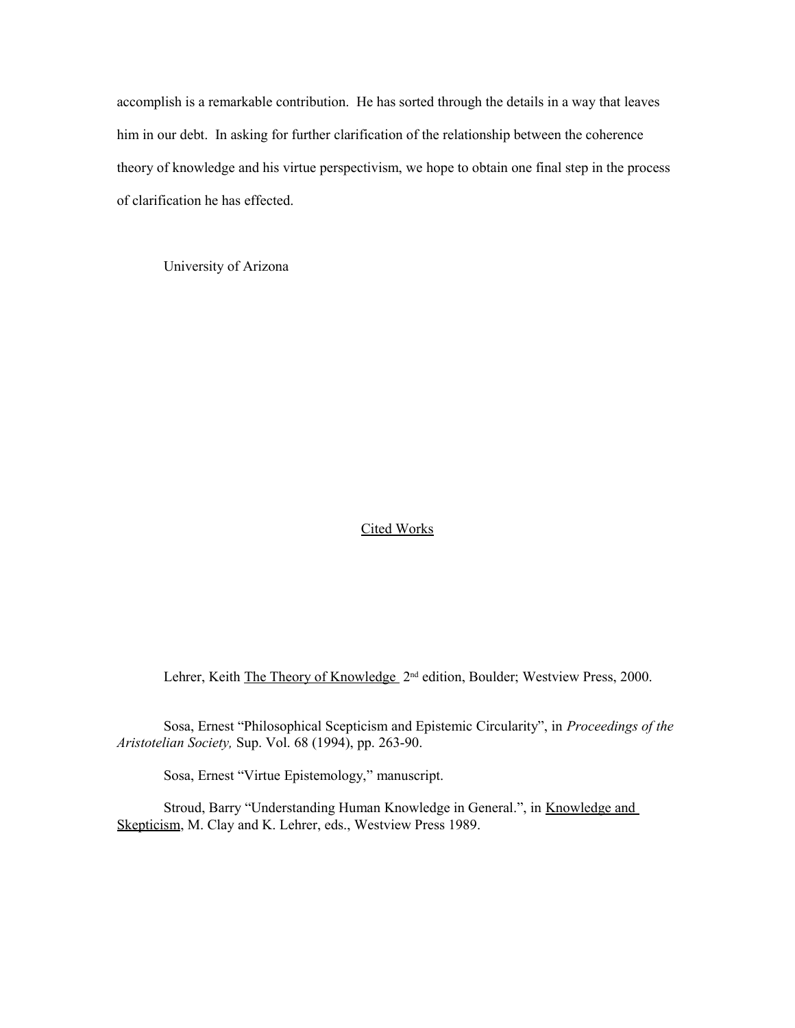accomplish is a remarkable contribution. He has sorted through the details in a way that leaves him in our debt. In asking for further clarification of the relationship between the coherence theory of knowledge and his virtue perspectivism, we hope to obtain one final step in the process of clarification he has effected.

University of Arizona

## Cited Works

Lehrer, Keith The Theory of Knowledge 2nd edition, Boulder; Westview Press, 2000.

Sosa, Ernest "Philosophical Scepticism and Epistemic Circularity", in *Proceedings of the Aristotelian Society,* Sup. Vol. 68 (1994), pp. 263-90.

Sosa, Ernest "Virtue Epistemology," manuscript.

Stroud, Barry "Understanding Human Knowledge in General.", in Knowledge and Skepticism, M. Clay and K. Lehrer, eds., Westview Press 1989.